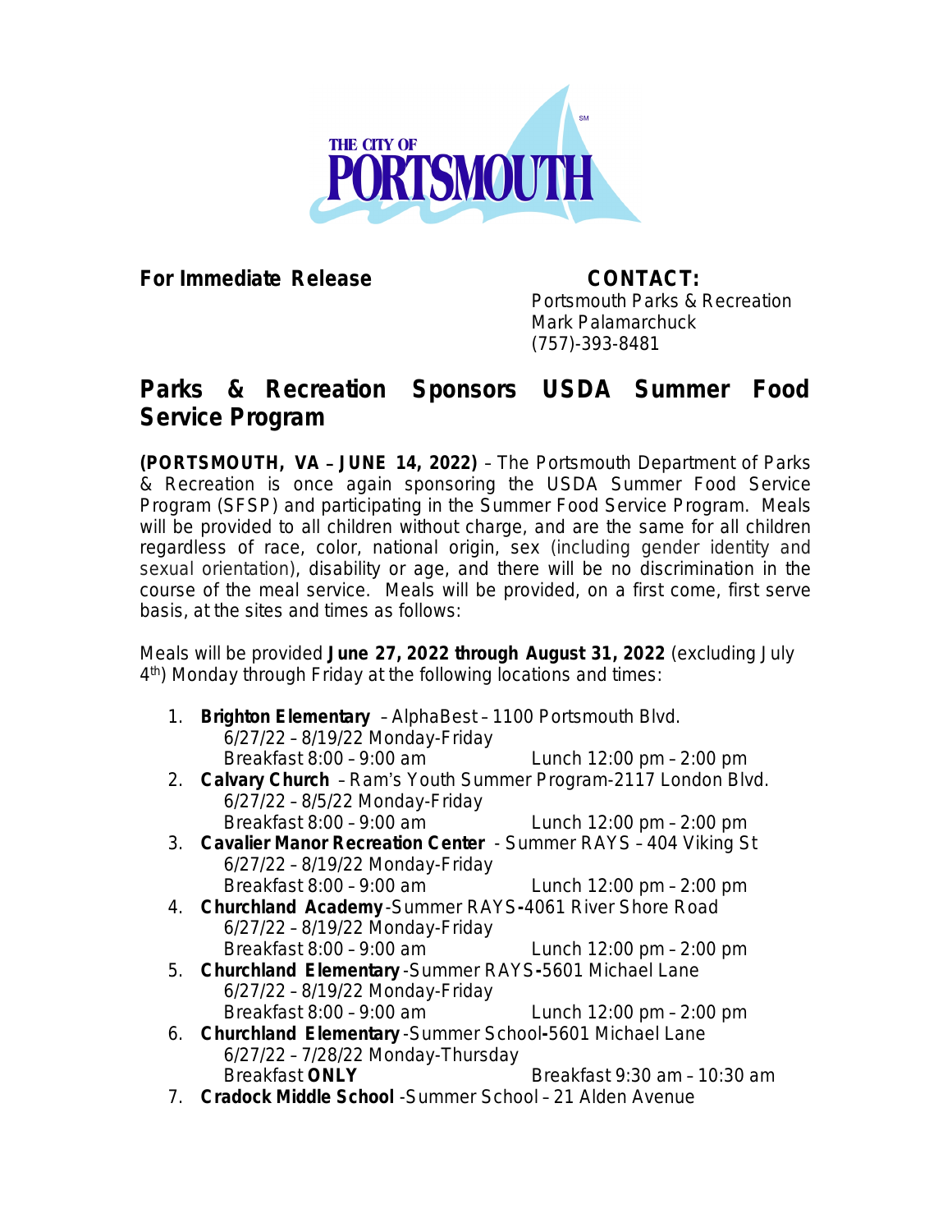**For Immediate Release**

**CONTACT:**
Portsmouth Parks & Recreation
Mark Palamarchuck
(757)-393-8481

# Parks & Recreation Sponsors USDA Summer Food Service Program

**(PORTSMOUTH, VA – JUNE 14, 2022)** – The Portsmouth Department of Parks & Recreation is once again sponsoring the USDA Summer Food Service Program (SFSP) and participating in the Summer Food Service Program. Meals will be provided to all children without charge, and are the same for all children regardless of race, color, national origin, sex (including gender identity and sexual orientation), disability or age, and there will be no discrimination in the course of the meal service. Meals will be provided, on a first come, first serve basis, at the sites and times as follows:

Meals will be provided **June 27, 2022 through August 31, 2022** (excluding July 4th) Monday through Friday at the following locations and times:

1. **Brighton Elementary** – AlphaBest – 1100 Portsmouth Blvd.
   6/27/22 – 8/19/22 Monday-Friday
   Breakfast 8:00 – 9:00 am    Lunch 12:00 pm – 2:00 pm
2. **Calvary Church** – Ram's Youth Summer Program-2117 London Blvd.
   6/27/22 – 8/5/22 Monday-Friday
   Breakfast 8:00 – 9:00 am    Lunch 12:00 pm – 2:00 pm
3. **Cavalier Manor Recreation Center** - Summer RAYS – 404 Viking St
   6/27/22 – 8/19/22 Monday-Friday
   Breakfast 8:00 – 9:00 am    Lunch 12:00 pm – 2:00 pm
4. **Churchland Academy** -Summer RAYS-4061 River Shore Road
   6/27/22 – 8/19/22 Monday-Friday
   Breakfast 8:00 – 9:00 am    Lunch 12:00 pm – 2:00 pm
5. **Churchland Elementary** -Summer RAYS-5601 Michael Lane
   6/27/22 – 8/19/22 Monday-Friday
   Breakfast 8:00 – 9:00 am    Lunch 12:00 pm – 2:00 pm
6. **Churchland Elementary** -Summer School-5601 Michael Lane
   6/27/22 – 7/28/22 Monday-Thursday
   Breakfast **ONLY**    Breakfast 9:30 am – 10:30 am
7. **Cradock Middle School** -Summer School – 21 Alden Avenue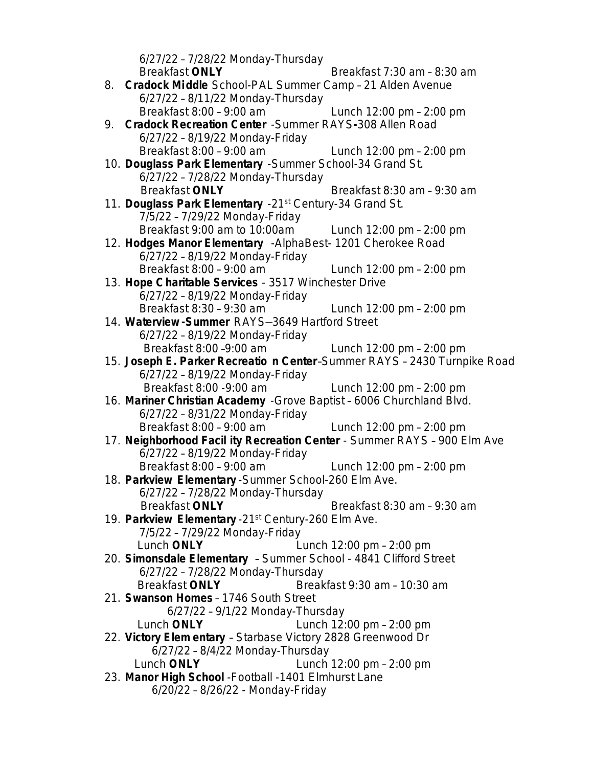6/27/22 – 7/28/22 Monday-Thursday
Breakfast **ONLY** Breakfast 7:30 am – 8:30 am

8. **Cradock Middle** School-PAL Summer Camp – 21 Alden Avenue
   6/27/22 – 8/11/22 Monday-Thursday
   Breakfast 8:00 – 9:00 am Lunch 12:00 pm – 2:00 pm
9. **Cradock Recreation Center** -Summer RAYS**-**308 Allen Road
   6/27/22 – 8/19/22 Monday-Friday
   Breakfast 8:00 – 9:00 am Lunch 12:00 pm – 2:00 pm
10. **Douglass Park Elementary** -Summer School-34 Grand St.
    6/27/22 – 7/28/22 Monday-Thursday
    Breakfast **ONLY** Breakfast 8:30 am – 9:30 am
11. **Douglass Park Elementary** -21st Century-34 Grand St.
    7/5/22 – 7/29/22 Monday-Friday
    Breakfast 9:00 am to 10:00am Lunch 12:00 pm – 2:00 pm
12. **Hodges Manor Elementary** -AlphaBest- 1201 Cherokee Road
    6/27/22 – 8/19/22 Monday-Friday
    Breakfast 8:00 – 9:00 am Lunch 12:00 pm – 2:00 pm
13. **Hope Charitable Services** - 3517 Winchester Drive
    6/27/22 – 8/19/22 Monday-Friday
    Breakfast 8:30 – 9:30 am Lunch 12:00 pm – 2:00 pm
14. **Waterview-Summer** RAYS—3649 Hartford Street
    6/27/22 – 8/19/22 Monday-Friday
    Breakfast 8:00 –9:00 am Lunch 12:00 pm – 2:00 pm
15. **Joseph E. Parker Recreation Center**-Summer RAYS – 2430 Turnpike Road
    6/27/22 – 8/19/22 Monday-Friday
    Breakfast 8:00 -9:00 am Lunch 12:00 pm – 2:00 pm
16. **Mariner Christian Academy** -Grove Baptist – 6006 Churchland Blvd.
    6/27/22 – 8/31/22 Monday-Friday
    Breakfast 8:00 – 9:00 am Lunch 12:00 pm – 2:00 pm
17. **Neighborhood Facility Recreation Center** - Summer RAYS – 900 Elm Ave
    6/27/22 – 8/19/22 Monday-Friday
    Breakfast 8:00 – 9:00 am Lunch 12:00 pm – 2:00 pm
18. **Parkview Elementary** -Summer School-260 Elm Ave.
    6/27/22 – 7/28/22 Monday-Thursday
    Breakfast **ONLY** Breakfast 8:30 am – 9:30 am
19. **Parkview Elementary** -21st Century-260 Elm Ave.
    7/5/22 – 7/29/22 Monday-Friday
    Lunch **ONLY** Lunch 12:00 pm – 2:00 pm
20. **Simonsdale Elementary** – Summer School - 4841 Clifford Street
    6/27/22 – 7/28/22 Monday-Thursday
    Breakfast **ONLY** Breakfast 9:30 am – 10:30 am
21. **Swanson Homes** – 1746 South Street
    6/27/22 – 9/1/22 Monday-Thursday
    Lunch **ONLY** Lunch 12:00 pm – 2:00 pm
22. **Victory Elementary** – Starbase Victory 2828 Greenwood Dr
    6/27/22 – 8/4/22 Monday-Thursday
    Lunch **ONLY** Lunch 12:00 pm – 2:00 pm
23. **Manor High School** -Football -1401 Elmhurst Lane
    6/20/22 – 8/26/22 - Monday-Friday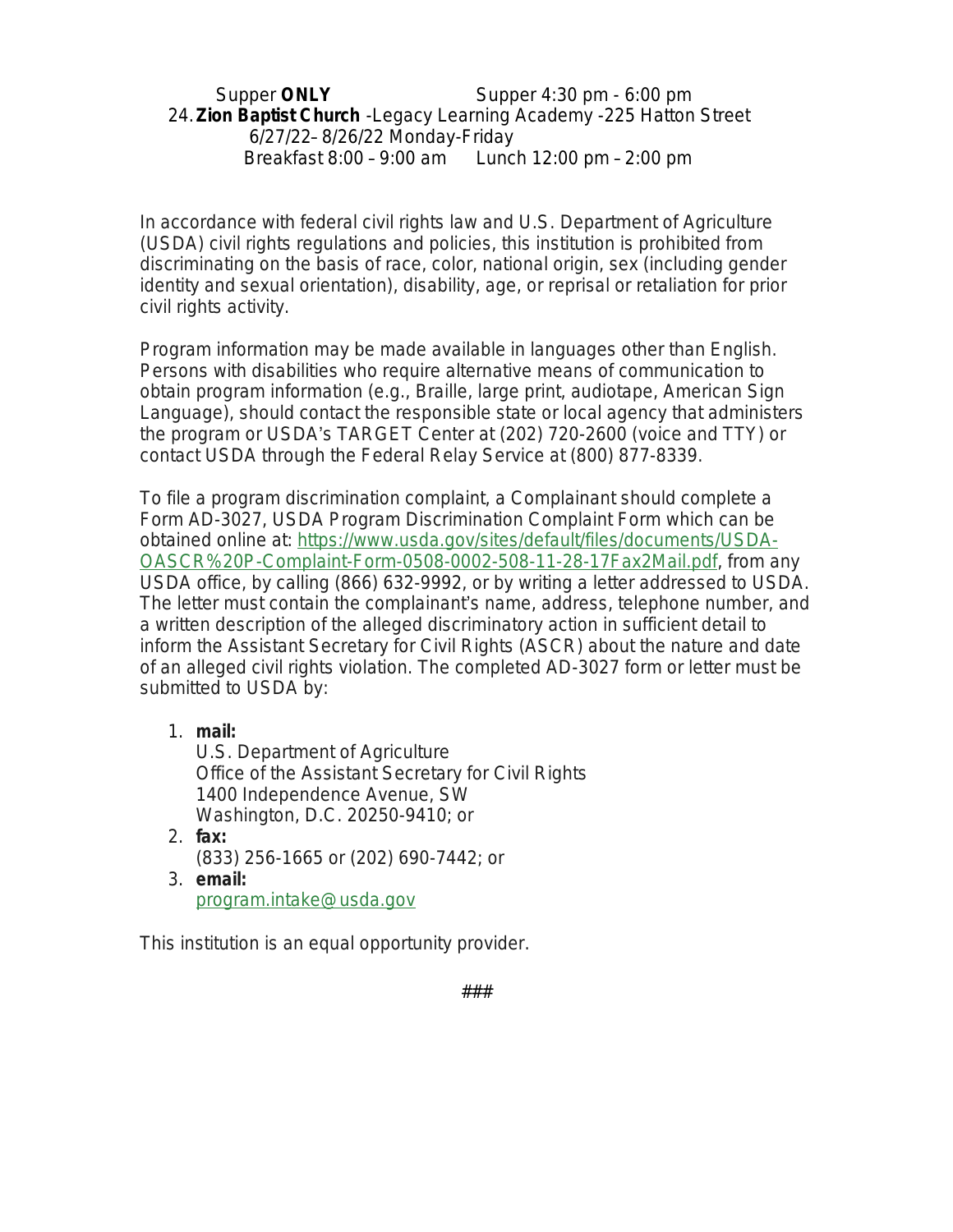Supper **ONLY** Supper 4:30 pm - 6:00 pm

24. **Zion Baptist Church** -Legacy Learning Academy -225 Hatton Street
 6/27/22– 8/26/22 Monday-Friday
 Breakfast 8:00 – 9:00 am Lunch 12:00 pm – 2:00 pm

In accordance with federal civil rights law and U.S. Department of Agriculture (USDA) civil rights regulations and policies, this institution is prohibited from discriminating on the basis of race, color, national origin, sex (including gender identity and sexual orientation), disability, age, or reprisal or retaliation for prior civil rights activity.

Program information may be made available in languages other than English. Persons with disabilities who require alternative means of communication to obtain program information (e.g., Braille, large print, audiotape, American Sign Language), should contact the responsible state or local agency that administers the program or USDA's TARGET Center at (202) 720-2600 (voice and TTY) or contact USDA through the Federal Relay Service at (800) 877-8339.

To file a program discrimination complaint, a Complainant should complete a Form AD-3027, USDA Program Discrimination Complaint Form which can be obtained online at: https://www.usda.gov/sites/default/files/documents/USDA-OASCR%20P-Complaint-Form-0508-0002-508-11-28-17Fax2Mail.pdf, from any USDA office, by calling (866) 632-9992, or by writing a letter addressed to USDA. The letter must contain the complainant's name, address, telephone number, and a written description of the alleged discriminatory action in sufficient detail to inform the Assistant Secretary for Civil Rights (ASCR) about the nature and date of an alleged civil rights violation. The completed AD-3027 form or letter must be submitted to USDA by:

1. **mail:**
   U.S. Department of Agriculture
   Office of the Assistant Secretary for Civil Rights
   1400 Independence Avenue, SW
   Washington, D.C. 20250-9410; or
2. **fax:**
   (833) 256-1665 or (202) 690-7442; or
3. **email:**
   program.intake@usda.gov

This institution is an equal opportunity provider.

###